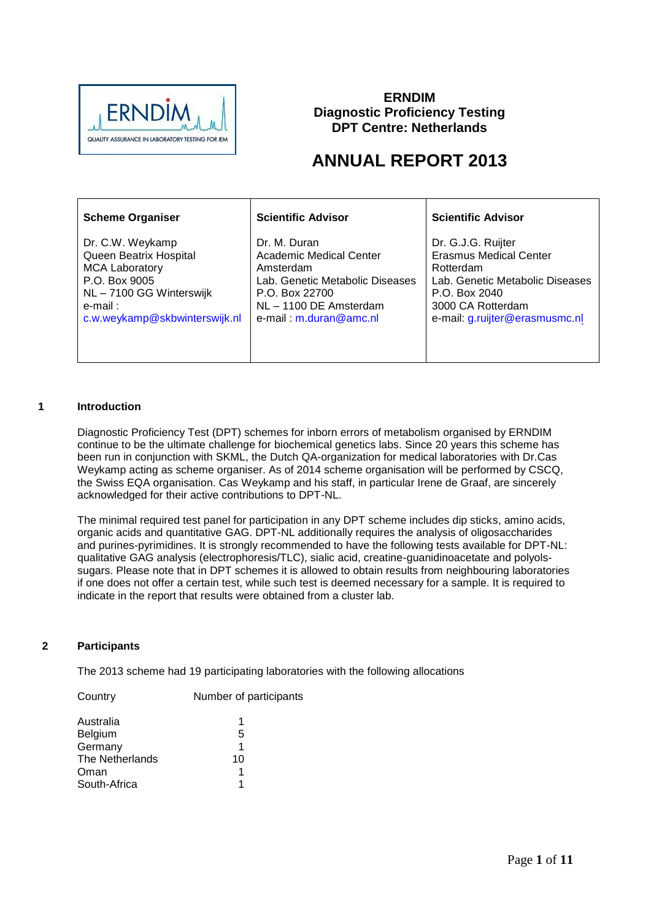**ERNDIM**
**Diagnostic Proficiency Testing**
**DPT Centre: Netherlands**

# ANNUAL REPORT 2013

| Scheme Organiser | Scientific Advisor | Scientific Advisor |
| --- | --- | --- |
| Dr. C.W. Weykamp<br>Queen Beatrix Hospital<br>MCA Laboratory<br>P.O. Box 9005<br>NL – 7100 GG Winterswijk<br>e-mail :<br>c.w.weykamp@skbwinterswijk.nl | Dr. M. Duran<br>Academic Medical Center<br>Amsterdam<br>Lab. Genetic Metabolic Diseases<br>P.O. Box 22700<br>NL – 1100 DE Amsterdam<br>e-mail : m.duran@amc.nl | Dr. G.J.G. Ruijter<br>Erasmus Medical Center<br>Rotterdam<br>Lab. Genetic Metabolic Diseases<br>P.O. Box 2040<br>3000 CA Rotterdam<br>e-mail: g.ruijter@erasmusmc.nl |

## 1 Introduction

Diagnostic Proficiency Test (DPT) schemes for inborn errors of metabolism organised by ERNDIM continue to be the ultimate challenge for biochemical genetics labs. Since 20 years this scheme has been run in conjunction with SKML, the Dutch QA-organization for medical laboratories with Dr.Cas Weykamp acting as scheme organiser. As of 2014 scheme organisation will be performed by CSCQ, the Swiss EQA organisation. Cas Weykamp and his staff, in particular Irene de Graaf, are sincerely acknowledged for their active contributions to DPT-NL.

The minimal required test panel for participation in any DPT scheme includes dip sticks, amino acids, organic acids and quantitative GAG. DPT-NL additionally requires the analysis of oligosaccharides and purines-pyrimidines. It is strongly recommended to have the following tests available for DPT-NL: qualitative GAG analysis (electrophoresis/TLC), sialic acid, creatine-guanidinoacetate and polyols-sugars. Please note that in DPT schemes it is allowed to obtain results from neighbouring laboratories if one does not offer a certain test, while such test is deemed necessary for a sample. It is required to indicate in the report that results were obtained from a cluster lab.

## 2 Participants

The 2013 scheme had 19 participating laboratories with the following allocations

| Country | Number of participants |
| --- | --- |
| Australia | 1 |
| Belgium | 5 |
| Germany | 1 |
| The Netherlands | 10 |
| Oman | 1 |
| South-Africa | 1 |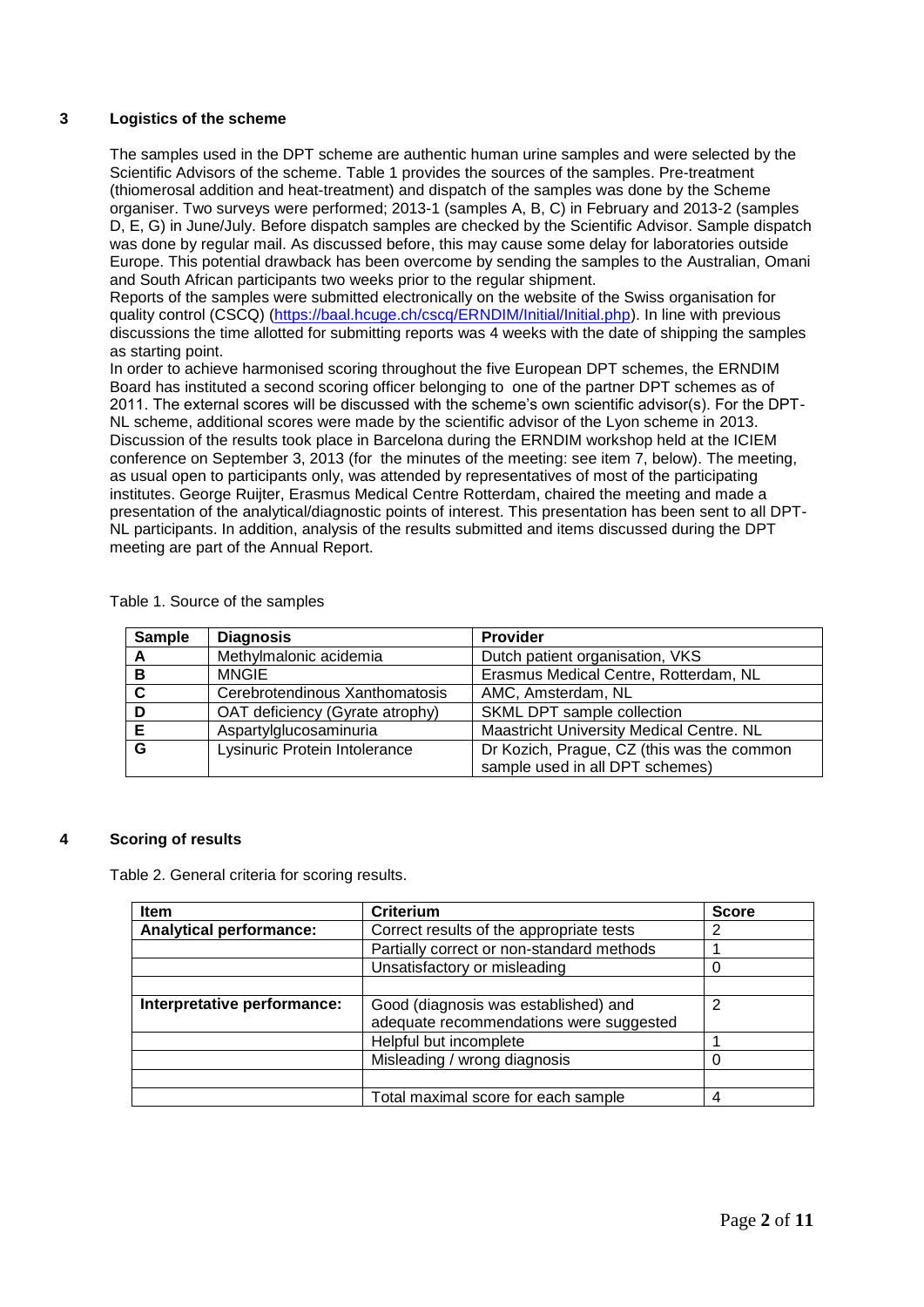## 3 Logistics of the scheme

The samples used in the DPT scheme are authentic human urine samples and were selected by the Scientific Advisors of the scheme. Table 1 provides the sources of the samples. Pre-treatment (thiomerosal addition and heat-treatment) and dispatch of the samples was done by the Scheme organiser. Two surveys were performed; 2013-1 (samples A, B, C) in February and 2013-2 (samples D, E, G) in June/July. Before dispatch samples are checked by the Scientific Advisor. Sample dispatch was done by regular mail. As discussed before, this may cause some delay for laboratories outside Europe. This potential drawback has been overcome by sending the samples to the Australian, Omani and South African participants two weeks prior to the regular shipment.

Reports of the samples were submitted electronically on the website of the Swiss organisation for quality control (CSCQ) (https://baal.hcuge.ch/cscq/ERNDIM/Initial/Initial.php). In line with previous discussions the time allotted for submitting reports was 4 weeks with the date of shipping the samples as starting point.

In order to achieve harmonised scoring throughout the five European DPT schemes, the ERNDIM Board has instituted a second scoring officer belonging to one of the partner DPT schemes as of 2011. The external scores will be discussed with the scheme's own scientific advisor(s). For the DPT-NL scheme, additional scores were made by the scientific advisor of the Lyon scheme in 2013.

Discussion of the results took place in Barcelona during the ERNDIM workshop held at the ICIEM conference on September 3, 2013 (for the minutes of the meeting: see item 7, below). The meeting, as usual open to participants only, was attended by representatives of most of the participating institutes. George Ruijter, Erasmus Medical Centre Rotterdam, chaired the meeting and made a presentation of the analytical/diagnostic points of interest. This presentation has been sent to all DPT-NL participants. In addition, analysis of the results submitted and items discussed during the DPT meeting are part of the Annual Report.

Table 1. Source of the samples

| Sample | Diagnosis | Provider |
|---|---|---|
| A | Methylmalonic acidemia | Dutch patient organisation, VKS |
| B | MNGIE | Erasmus Medical Centre, Rotterdam, NL |
| C | Cerebrotendinous Xanthomatosis | AMC, Amsterdam, NL |
| D | OAT deficiency (Gyrate atrophy) | SKML DPT sample collection |
| E | Aspartylglucosaminuria | Maastricht University Medical Centre. NL |
| G | Lysinuric Protein Intolerance | Dr Kozich, Prague, CZ (this was the common sample used in all DPT schemes) |

## 4 Scoring of results

Table 2. General criteria for scoring results.

| Item | Criterium | Score |
|---|---|---|
| **Analytical performance:** | Correct results of the appropriate tests | 2 |
| | Partially correct or non-standard methods | 1 |
| | Unsatisfactory or misleading | 0 |
| | | |
| **Interpretative performance:** | Good (diagnosis was established) and adequate recommendations were suggested | 2 |
| | Helpful but incomplete | 1 |
| | Misleading / wrong diagnosis | 0 |
| | | |
| | Total maximal score for each sample | 4 |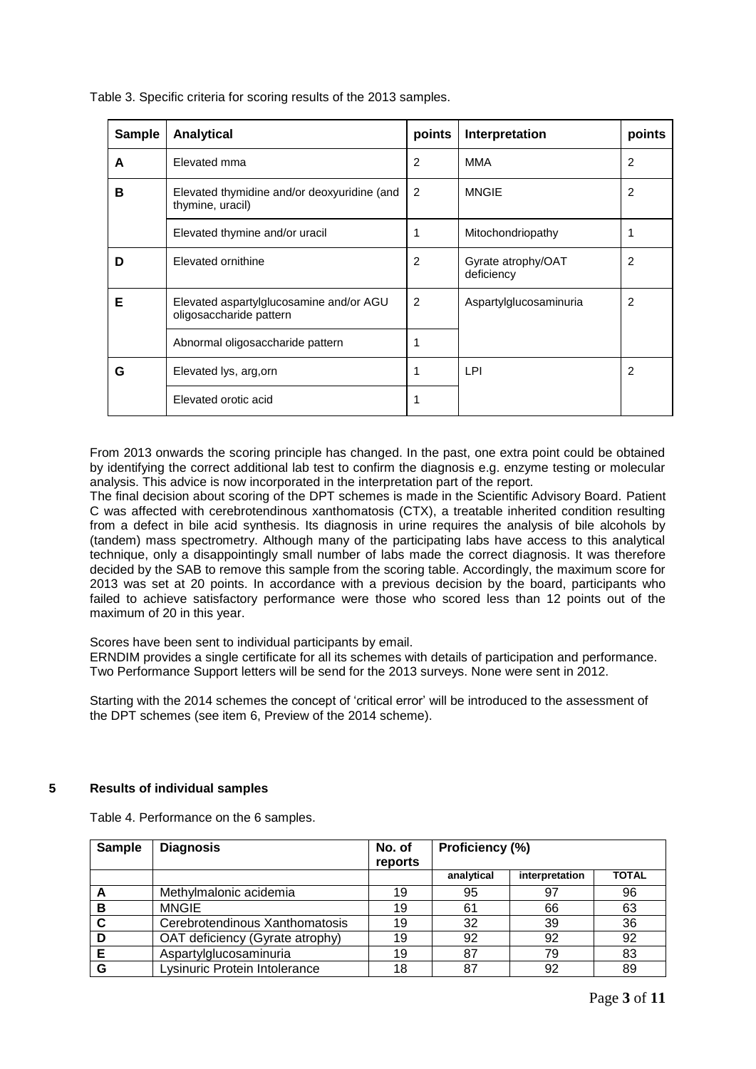Table 3. Specific criteria for scoring results of the 2013 samples.

| Sample | Analytical | points | Interpretation | points |
|---|---|---|---|---|
| **A** | Elevated mma | 2 | MMA | 2 |
| **B** | Elevated thymidine and/or deoxyuridine (and thymine, uracil) | 2 | MNGIE | 2 |
| | Elevated thymine and/or uracil | 1 | Mitochondriopathy | 1 |
| **D** | Elevated ornithine | 2 | Gyrate atrophy/OAT deficiency | 2 |
| **E** | Elevated aspartylglucosamine and/or AGU oligosaccharide pattern | 2 | Aspartylglucosaminuria | 2 |
| | Abnormal oligosaccharide pattern | 1 | | |
| **G** | Elevated lys, arg,orn | 1 | LPI | 2 |
| | Elevated orotic acid | 1 | | |

From 2013 onwards the scoring principle has changed. In the past, one extra point could be obtained by identifying the correct additional lab test to confirm the diagnosis e.g. enzyme testing or molecular analysis. This advice is now incorporated in the interpretation part of the report.

The final decision about scoring of the DPT schemes is made in the Scientific Advisory Board. Patient C was affected with cerebrotendinous xanthomatosis (CTX), a treatable inherited condition resulting from a defect in bile acid synthesis. Its diagnosis in urine requires the analysis of bile alcohols by (tandem) mass spectrometry. Although many of the participating labs have access to this analytical technique, only a disappointingly small number of labs made the correct diagnosis. It was therefore decided by the SAB to remove this sample from the scoring table. Accordingly, the maximum score for 2013 was set at 20 points. In accordance with a previous decision by the board, participants who failed to achieve satisfactory performance were those who scored less than 12 points out of the maximum of 20 in this year.

Scores have been sent to individual participants by email.
ERNDIM provides a single certificate for all its schemes with details of participation and performance.
Two Performance Support letters will be send for the 2013 surveys. None were sent in 2012.

Starting with the 2014 schemes the concept of 'critical error' will be introduced to the assessment of the DPT schemes (see item 6, Preview of the 2014 scheme).

## 5 Results of individual samples

Table 4. Performance on the 6 samples.

| Sample | Diagnosis | No. of reports | Proficiency (%) | | |
|---|---|---|---|---|---|
| | | | analytical | interpretation | TOTAL |
| **A** | Methylmalonic acidemia | 19 | 95 | 97 | 96 |
| **B** | MNGIE | 19 | 61 | 66 | 63 |
| **C** | Cerebrotendinous Xanthomatosis | 19 | 32 | 39 | 36 |
| **D** | OAT deficiency (Gyrate atrophy) | 19 | 92 | 92 | 92 |
| **E** | Aspartylglucosaminuria | 19 | 87 | 79 | 83 |
| **G** | Lysinuric Protein Intolerance | 18 | 87 | 92 | 89 |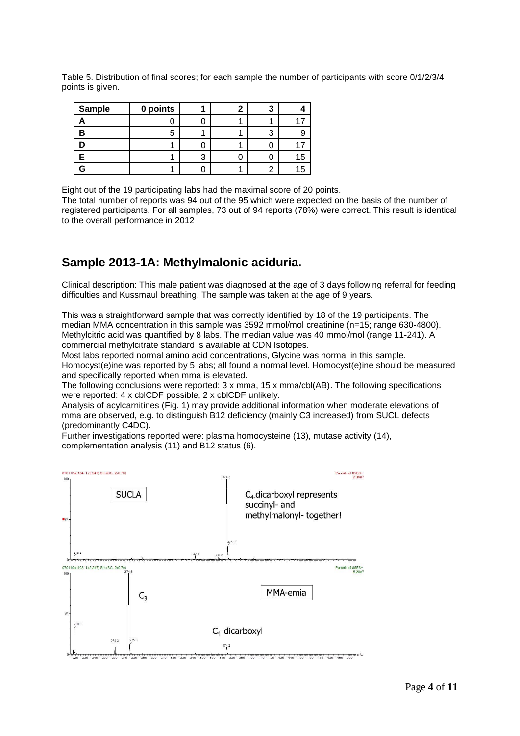Table 5. Distribution of final scores; for each sample the number of participants with score 0/1/2/3/4 points is given.

| Sample | 0 points | 1 | 2 | 3 | 4 |
|---|---|---|---|---|---|
| A | 0 | 0 | 1 | 1 | 17 |
| B | 5 | 1 | 1 | 3 | 9 |
| D | 1 | 0 | 1 | 0 | 17 |
| E | 1 | 3 | 0 | 0 | 15 |
| G | 1 | 0 | 1 | 2 | 15 |

Eight out of the 19 participating labs had the maximal score of 20 points.
The total number of reports was 94 out of the 95 which were expected on the basis of the number of registered participants. For all samples, 73 out of 94 reports (78%) were correct. This result is identical to the overall performance in 2012

## Sample 2013-1A: Methylmalonic aciduria.

Clinical description: This male patient was diagnosed at the age of 3 days following referral for feeding difficulties and Kussmaul breathing. The sample was taken at the age of 9 years.

This was a straightforward sample that was correctly identified by 18 of the 19 participants. The median MMA concentration in this sample was 3592 mmol/mol creatinine (n=15; range 630-4800). Methylcitric acid was quantified by 8 labs. The median value was 40 mmol/mol (range 11-241). A commercial methylcitrate standard is available at CDN Isotopes.
Most labs reported normal amino acid concentrations, Glycine was normal in this sample.
Homocyst(e)ine was reported by 5 labs; all found a normal level. Homocyst(e)ine should be measured and specifically reported when mma is elevated.
The following conclusions were reported: 3 x mma, 15 x mma/cbl(AB). The following specifications were reported: 4 x cblCDF possible, 2 x cblCDF unlikely.
Analysis of acylcarnitines (Fig. 1) may provide additional information when moderate elevations of mma are observed, e.g. to distinguish B12 deficiency (mainly C3 increased) from SUCL defects (predominantly C4DC).
Further investigations reported were: plasma homocysteine (13), mutase activity (14), complementation analysis (11) and B12 status (6).

SUCLA — $C_4$-dicarboxyl represents succinyl- and methylmalonyl- together!

MMA-emia — $C_3$ — $C_4$-dicarboxyl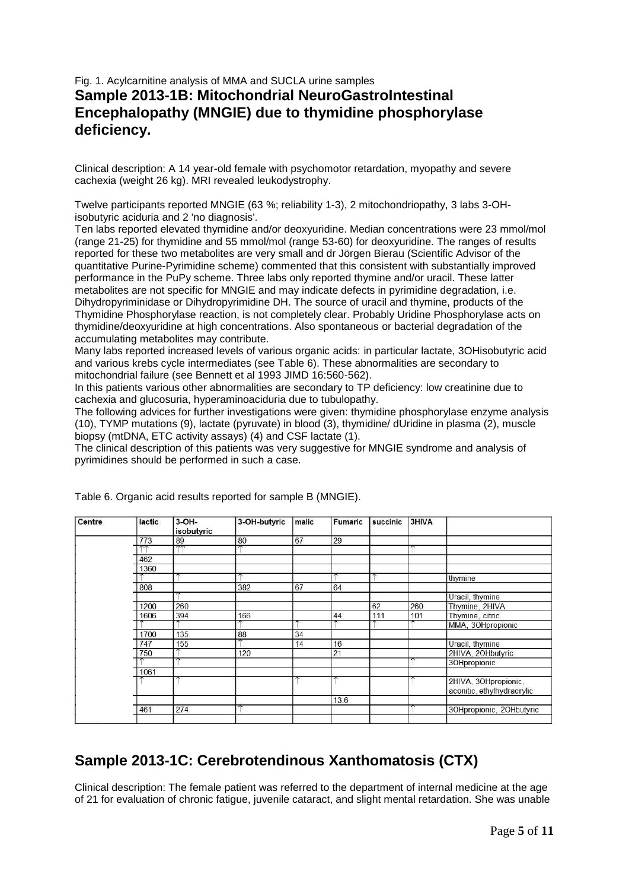Fig. 1. Acylcarnitine analysis of MMA and SUCLA urine samples

## Sample 2013-1B: Mitochondrial NeuroGastroIntestinal Encephalopathy (MNGIE) due to thymidine phosphorylase deficiency.

Clinical description: A 14 year-old female with psychomotor retardation, myopathy and severe cachexia (weight 26 kg). MRI revealed leukodystrophy.

Twelve participants reported MNGIE (63 %; reliability 1-3), 2 mitochondriopathy, 3 labs 3-OH-isobutyric aciduria and 2 'no diagnosis'.

Ten labs reported elevated thymidine and/or deoxyuridine. Median concentrations were 23 mmol/mol (range 21-25) for thymidine and 55 mmol/mol (range 53-60) for deoxyuridine. The ranges of results reported for these two metabolites are very small and dr Jörgen Bierau (Scientific Advisor of the quantitative Purine-Pyrimidine scheme) commented that this consistent with substantially improved performance in the PuPy scheme. Three labs only reported thymine and/or uracil. These latter metabolites are not specific for MNGIE and may indicate defects in pyrimidine degradation, i.e. Dihydropyriminidase or Dihydropyrimidine DH. The source of uracil and thymine, products of the Thymidine Phosphorylase reaction, is not completely clear. Probably Uridine Phosphorylase acts on thymidine/deoxyuridine at high concentrations. Also spontaneous or bacterial degradation of the accumulating metabolites may contribute.

Many labs reported increased levels of various organic acids: in particular lactate, 3OHisobutyric acid and various krebs cycle intermediates (see Table 6). These abnormalities are secondary to mitochondrial failure (see Bennett et al 1993 JIMD 16:560-562).

In this patients various other abnormalities are secondary to TP deficiency: low creatinine due to cachexia and glucosuria, hyperaminoaciduria due to tubulopathy.

The following advices for further investigations were given: thymidine phosphorylase enzyme analysis (10), TYMP mutations (9), lactate (pyruvate) in blood (3), thymidine/ dUridine in plasma (2), muscle biopsy (mtDNA, ETC activity assays) (4) and CSF lactate (1).

The clinical description of this patients was very suggestive for MNGIE syndrome and analysis of pyrimidines should be performed in such a case.

Table 6. Organic acid results reported for sample B (MNGIE).

| Centre | lactic | 3-OH-isobutyric | 3-OH-butyric | malic | Fumaric | succinic | 3HIVA | |
|---|---|---|---|---|---|---|---|---|
| | 773 | 89 | 80 | 67 | 29 | | | |
| | ↑↑ | ↑↑ | ↑ | | | | ↑ | |
| | 462 | | | | | | | |
| | 1360 | | | | | | | |
| | ↑ | ↑ | ↑ | | ↑ | ↑ | | thymine |
| | 808 | | 382 | 67 | 64 | | | |
| | | ↑ | | | | | | Uracil, thymine |
| | 1200 | 260 | | | | 62 | 260 | Thymine, 2HIVA |
| | 1606 | 394 | 166 | | 44 | 111 | 101 | Thymine, citric |
| | ↑ | ↑ | ↑ | ↑ | ↑ | ↑ | ↑ | MMA, 3OHpropionic |
| | 1700 | 135 | 88 | 34 | | | | |
| | 747 | 155 | ↑ | 14 | 16 | | | Uracil, thymine |
| | 750 | ↑ | 120 | | 21 | | | 2HIVA, 2OHbutyric |
| | ↑ | ↑ | | | | | ↑ | 3OHpropionic |
| | 1061 | | | | | | | |
| | ↑ | ↑ | | ↑ | ↑ | | ↑ | 2HIVA, 3OHpropionic, aconitic, ethylhydracrylic |
| | | | | | 13.6 | | | |
| | 461 | 274 | ↑ | | | | ↑ | 3OHpropionic, 2OHbutyric |
| | | | | | | | | |

## Sample 2013-1C: Cerebrotendinous Xanthomatosis (CTX)

Clinical description: The female patient was referred to the department of internal medicine at the age of 21 for evaluation of chronic fatigue, juvenile cataract, and slight mental retardation. She was unable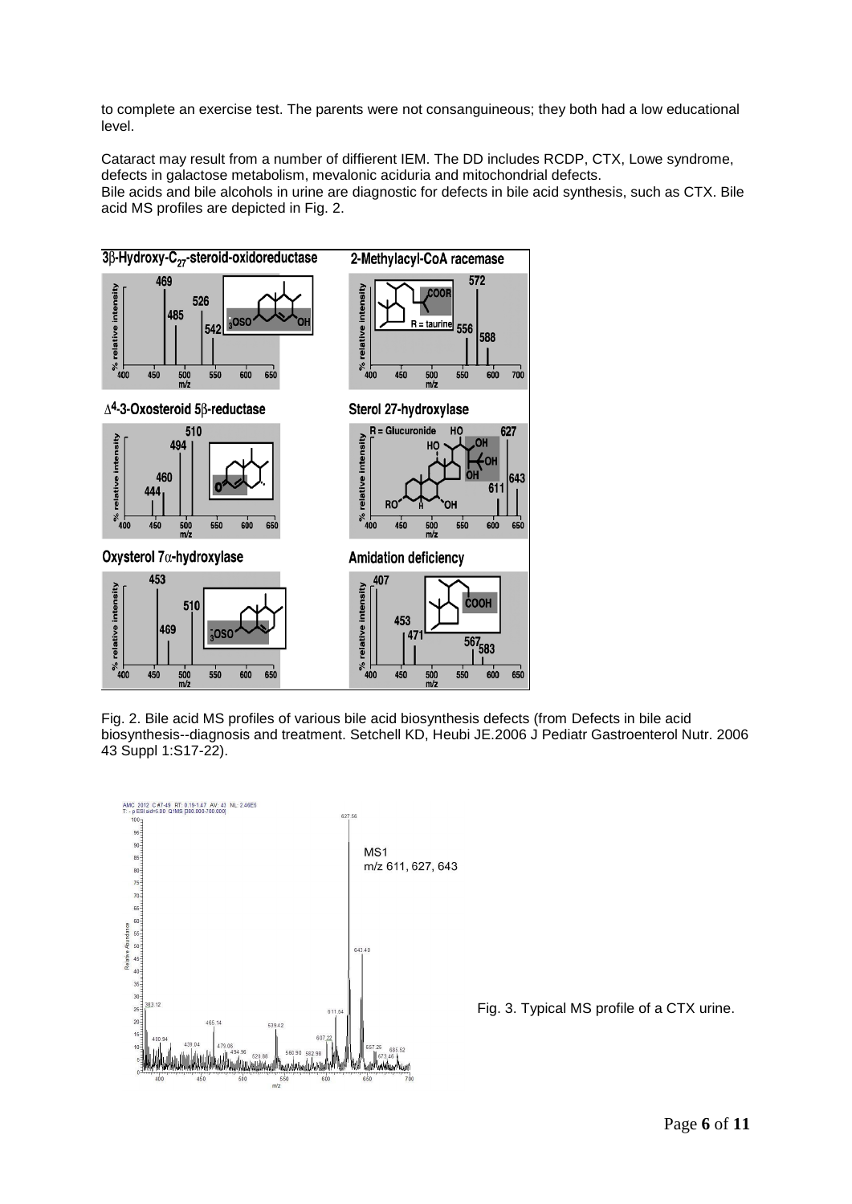to complete an exercise test. The parents were not consanguineous; they both had a low educational level.

Cataract may result from a number of diffierent IEM. The DD includes RCDP, CTX, Lowe syndrome, defects in galactose metabolism, mevalonic aciduria and mitochondrial defects.
Bile acids and bile alcohols in urine are diagnostic for defects in bile acid synthesis, such as CTX. Bile acid MS profiles are depicted in Fig. 2.

Fig. 2. Bile acid MS profiles of various bile acid biosynthesis defects (from Defects in bile acid biosynthesis--diagnosis and treatment. Setchell KD, Heubi JE.2006 J Pediatr Gastroenterol Nutr. 2006 43 Suppl 1:S17-22).

Fig. 3. Typical MS profile of a CTX urine.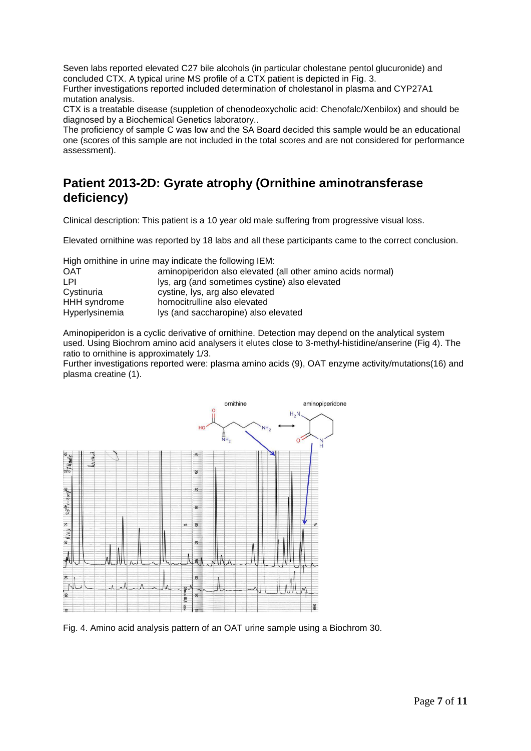Seven labs reported elevated C27 bile alcohols (in particular cholestane pentol glucuronide) and concluded CTX. A typical urine MS profile of a CTX patient is depicted in Fig. 3.
Further investigations reported included determination of cholestanol in plasma and CYP27A1 mutation analysis.
CTX is a treatable disease (suppletion of chenodeoxycholic acid: Chenofalc/Xenbilox) and should be diagnosed by a Biochemical Genetics laboratory..
The proficiency of sample C was low and the SA Board decided this sample would be an educational one (scores of this sample are not included in the total scores and are not considered for performance assessment).

## Patient 2013-2D: Gyrate atrophy (Ornithine aminotransferase deficiency)

Clinical description: This patient is a 10 year old male suffering from progressive visual loss.

Elevated ornithine was reported by 18 labs and all these participants came to the correct conclusion.

High ornithine in urine may indicate the following IEM:

| | |
|---|---|
| OAT | aminopiperidon also elevated (all other amino acids normal) |
| LPI | lys, arg (and sometimes cystine) also elevated |
| Cystinuria | cystine, lys, arg also elevated |
| HHH syndrome | homocitrulline also elevated |
| Hyperlysinemia | lys (and saccharopine) also elevated |

Aminopiperidon is a cyclic derivative of ornithine. Detection may depend on the analytical system used. Using Biochrom amino acid analysers it elutes close to 3-methyl-histidine/anserine (Fig 4). The ratio to ornithine is approximately 1/3.
Further investigations reported were: plasma amino acids (9), OAT enzyme activity/mutations(16) and plasma creatine (1).

Fig. 4. Amino acid analysis pattern of an OAT urine sample using a Biochrom 30.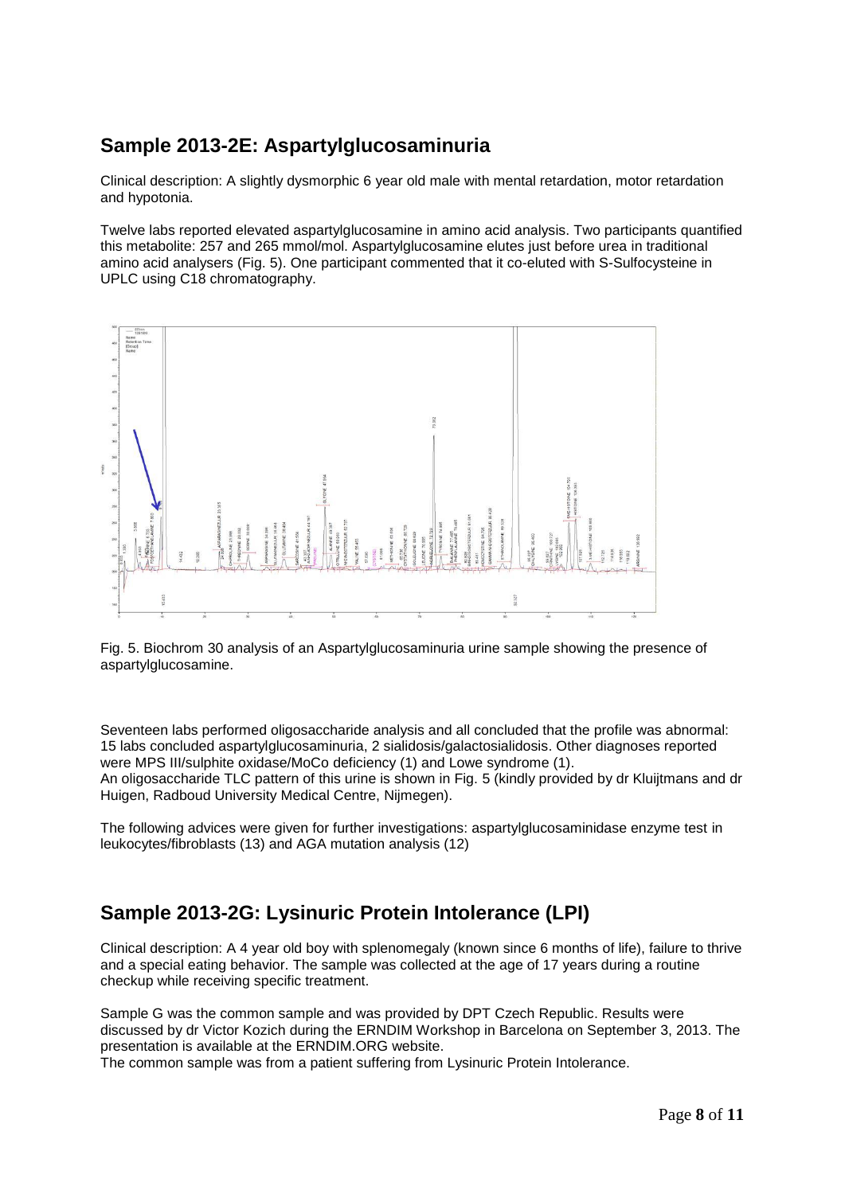## Sample 2013-2E: Aspartylglucosaminuria

Clinical description: A slightly dysmorphic 6 year old male with mental retardation, motor retardation and hypotonia.

Twelve labs reported elevated aspartylglucosamine in amino acid analysis. Two participants quantified this metabolite: 257 and 265 mmol/mol. Aspartylglucosamine elutes just before urea in traditional amino acid analysers (Fig. 5). One participant commented that it co-eluted with S-Sulfocysteine in UPLC using C18 chromatography.

Fig. 5. Biochrom 30 analysis of an Aspartylglucosaminuria urine sample showing the presence of aspartylglucosamine.

Seventeen labs performed oligosaccharide analysis and all concluded that the profile was abnormal: 15 labs concluded aspartylglucosaminuria, 2 sialidosis/galactosialidosis. Other diagnoses reported were MPS III/sulphite oxidase/MoCo deficiency (1) and Lowe syndrome (1).
An oligosaccharide TLC pattern of this urine is shown in Fig. 5 (kindly provided by dr Kluijtmans and dr Huigen, Radboud University Medical Centre, Nijmegen).

The following advices were given for further investigations: aspartylglucosaminidase enzyme test in leukocytes/fibroblasts (13) and AGA mutation analysis (12)

## Sample 2013-2G: Lysinuric Protein Intolerance (LPI)

Clinical description: A 4 year old boy with splenomegaly (known since 6 months of life), failure to thrive and a special eating behavior. The sample was collected at the age of 17 years during a routine checkup while receiving specific treatment.

Sample G was the common sample and was provided by DPT Czech Republic. Results were discussed by dr Victor Kozich during the ERNDIM Workshop in Barcelona on September 3, 2013. The presentation is available at the ERNDIM.ORG website.
The common sample was from a patient suffering from Lysinuric Protein Intolerance.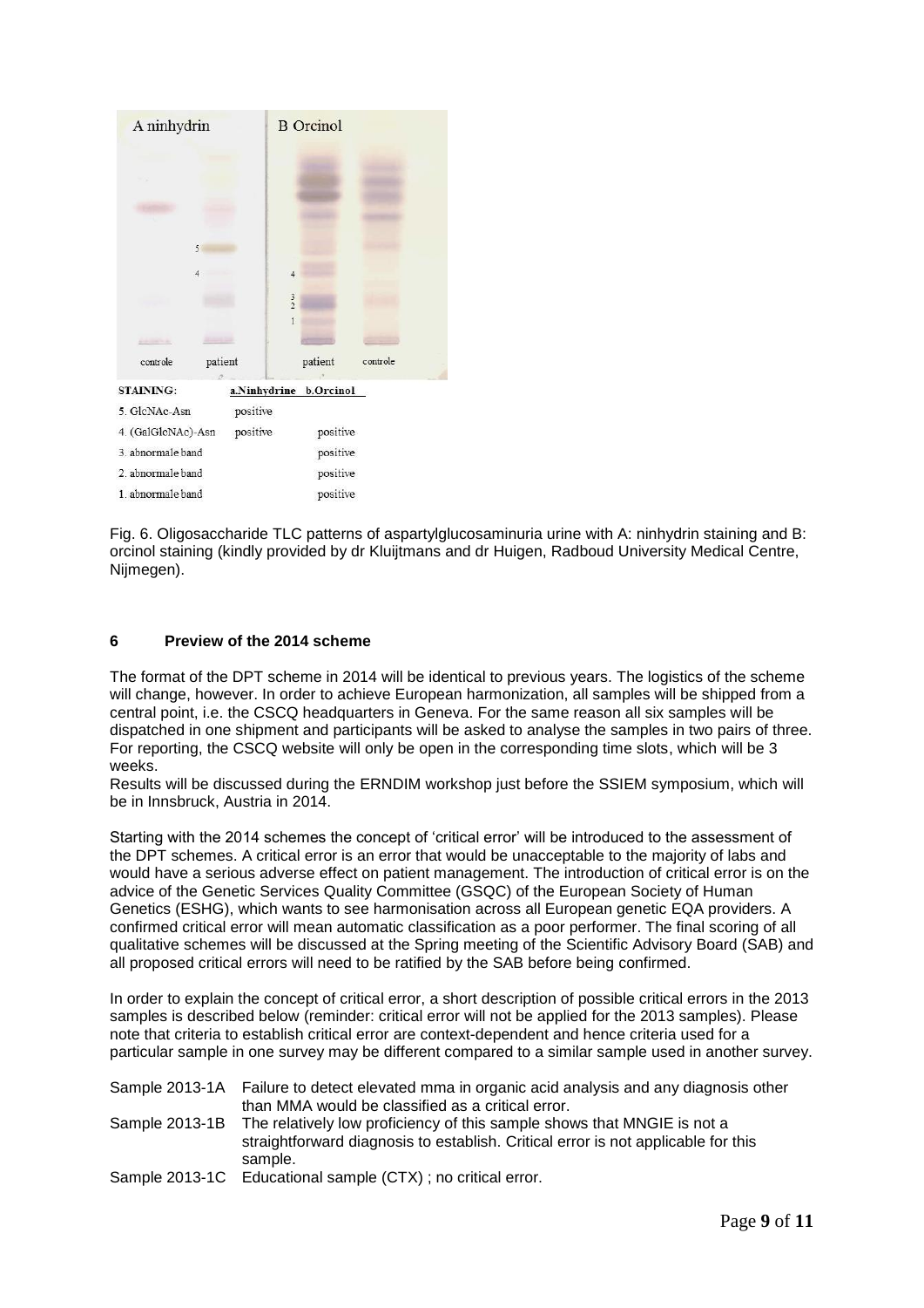| STAINING: | a.Ninhydrine | b.Orcinol |
|---|---|---|
| 5. GlcNAc-Asn | positive | |
| 4. (GalGlcNAc)-Asn | positive | positive |
| 3. abnormale band | | positive |
| 2. abnormale band | | positive |
| 1. abnormale band | | positive |

Fig. 6. Oligosaccharide TLC patterns of aspartylglucosaminuria urine with A: ninhydrin staining and B: orcinol staining (kindly provided by dr Kluijtmans and dr Huigen, Radboud University Medical Centre, Nijmegen).

## 6 Preview of the 2014 scheme

The format of the DPT scheme in 2014 will be identical to previous years. The logistics of the scheme will change, however. In order to achieve European harmonization, all samples will be shipped from a central point, i.e. the CSCQ headquarters in Geneva. For the same reason all six samples will be dispatched in one shipment and participants will be asked to analyse the samples in two pairs of three. For reporting, the CSCQ website will only be open in the corresponding time slots, which will be 3 weeks.

Results will be discussed during the ERNDIM workshop just before the SSIEM symposium, which will be in Innsbruck, Austria in 2014.

Starting with the 2014 schemes the concept of 'critical error' will be introduced to the assessment of the DPT schemes. A critical error is an error that would be unacceptable to the majority of labs and would have a serious adverse effect on patient management. The introduction of critical error is on the advice of the Genetic Services Quality Committee (GSQC) of the European Society of Human Genetics (ESHG), which wants to see harmonisation across all European genetic EQA providers. A confirmed critical error will mean automatic classification as a poor performer. The final scoring of all qualitative schemes will be discussed at the Spring meeting of the Scientific Advisory Board (SAB) and all proposed critical errors will need to be ratified by the SAB before being confirmed.

In order to explain the concept of critical error, a short description of possible critical errors in the 2013 samples is described below (reminder: critical error will not be applied for the 2013 samples). Please note that criteria to establish critical error are context-dependent and hence criteria used for a particular sample in one survey may be different compared to a similar sample used in another survey.

| | |
|---|---|
| Sample 2013-1A | Failure to detect elevated mma in organic acid analysis and any diagnosis other than MMA would be classified as a critical error. |
| Sample 2013-1B | The relatively low proficiency of this sample shows that MNGIE is not a straightforward diagnosis to establish. Critical error is not applicable for this sample. |
| Sample 2013-1C | Educational sample (CTX) ; no critical error. |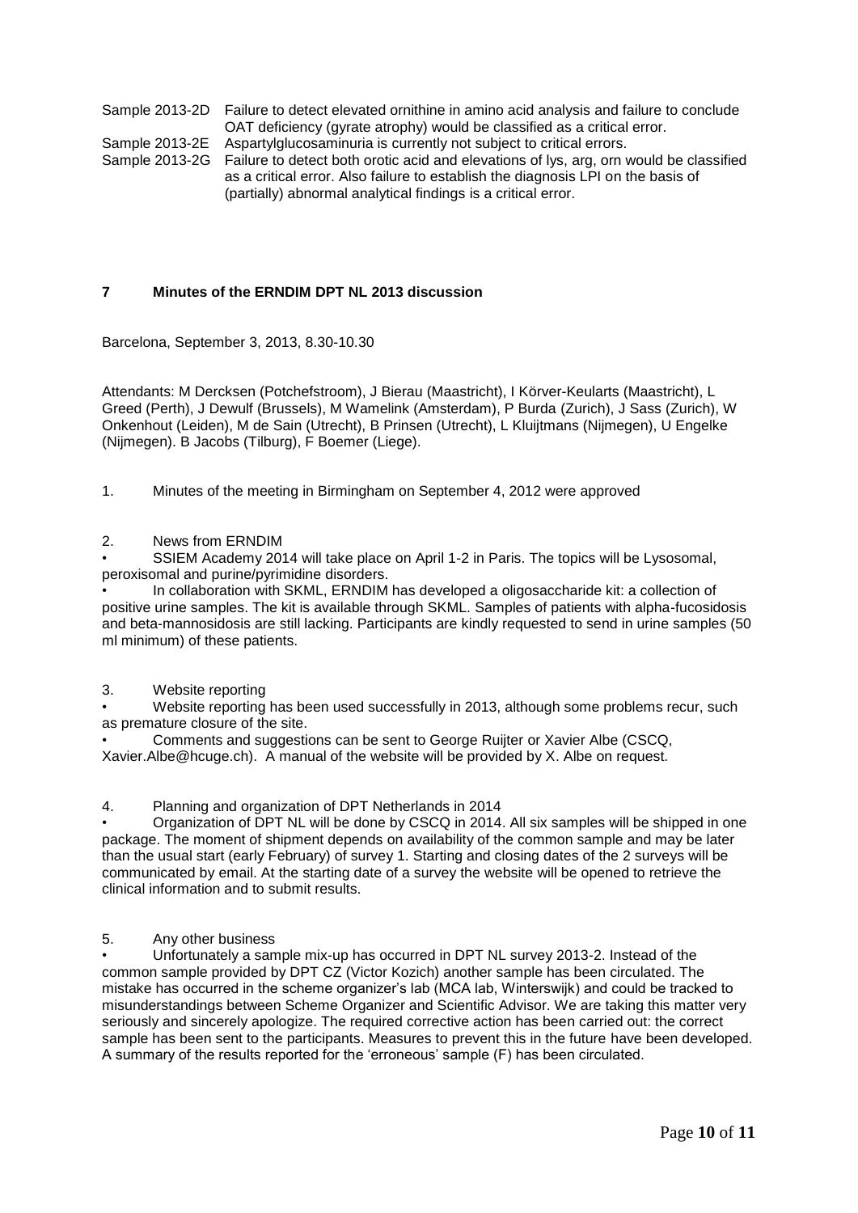Sample 2013-2D Failure to detect elevated ornithine in amino acid analysis and failure to conclude OAT deficiency (gyrate atrophy) would be classified as a critical error.

Sample 2013-2E Aspartylglucosaminuria is currently not subject to critical errors.

Sample 2013-2G Failure to detect both orotic acid and elevations of lys, arg, orn would be classified as a critical error. Also failure to establish the diagnosis LPI on the basis of (partially) abnormal analytical findings is a critical error.

## 7 Minutes of the ERNDIM DPT NL 2013 discussion

Barcelona, September 3, 2013, 8.30-10.30

Attendants: M Dercksen (Potchefstroom), J Bierau (Maastricht), I Körver-Keularts (Maastricht), L Greed (Perth), J Dewulf (Brussels), M Wamelink (Amsterdam), P Burda (Zurich), J Sass (Zurich), W Onkenhout (Leiden), M de Sain (Utrecht), B Prinsen (Utrecht), L Kluijtmans (Nijmegen), U Engelke (Nijmegen). B Jacobs (Tilburg), F Boemer (Liege).

1. Minutes of the meeting in Birmingham on September 4, 2012 were approved

2. News from ERNDIM

- SSIEM Academy 2014 will take place on April 1-2 in Paris. The topics will be Lysosomal, peroxisomal and purine/pyrimidine disorders.
- In collaboration with SKML, ERNDIM has developed a oligosaccharide kit: a collection of positive urine samples. The kit is available through SKML. Samples of patients with alpha-fucosidosis and beta-mannosidosis are still lacking. Participants are kindly requested to send in urine samples (50 ml minimum) of these patients.

3. Website reporting

- Website reporting has been used successfully in 2013, although some problems recur, such as premature closure of the site.
- Comments and suggestions can be sent to George Ruijter or Xavier Albe (CSCQ, Xavier.Albe@hcuge.ch). A manual of the website will be provided by X. Albe on request.

4. Planning and organization of DPT Netherlands in 2014

- Organization of DPT NL will be done by CSCQ in 2014. All six samples will be shipped in one package. The moment of shipment depends on availability of the common sample and may be later than the usual start (early February) of survey 1. Starting and closing dates of the 2 surveys will be communicated by email. At the starting date of a survey the website will be opened to retrieve the clinical information and to submit results.

5. Any other business

- Unfortunately a sample mix-up has occurred in DPT NL survey 2013-2. Instead of the common sample provided by DPT CZ (Victor Kozich) another sample has been circulated. The mistake has occurred in the scheme organizer's lab (MCA lab, Winterswijk) and could be tracked to misunderstandings between Scheme Organizer and Scientific Advisor. We are taking this matter very seriously and sincerely apologize. The required corrective action has been carried out: the correct sample has been sent to the participants. Measures to prevent this in the future have been developed. A summary of the results reported for the 'erroneous' sample (F) has been circulated.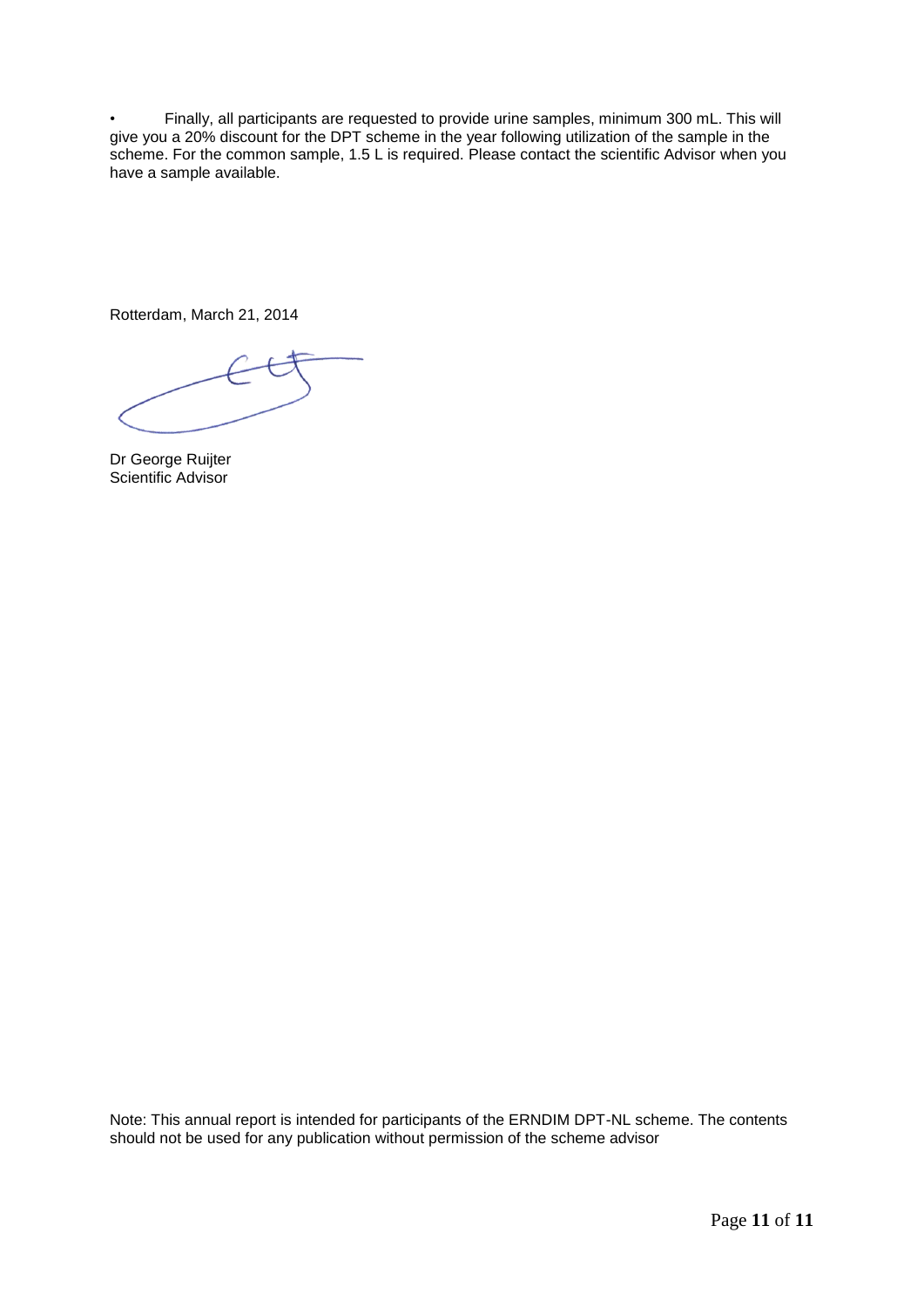- Finally, all participants are requested to provide urine samples, minimum 300 mL. This will give you a 20% discount for the DPT scheme in the year following utilization of the sample in the scheme. For the common sample, 1.5 L is required. Please contact the scientific Advisor when you have a sample available.

Rotterdam, March 21, 2014

Dr George Ruijter
Scientific Advisor

Note: This annual report is intended for participants of the ERNDIM DPT-NL scheme. The contents should not be used for any publication without permission of the scheme advisor